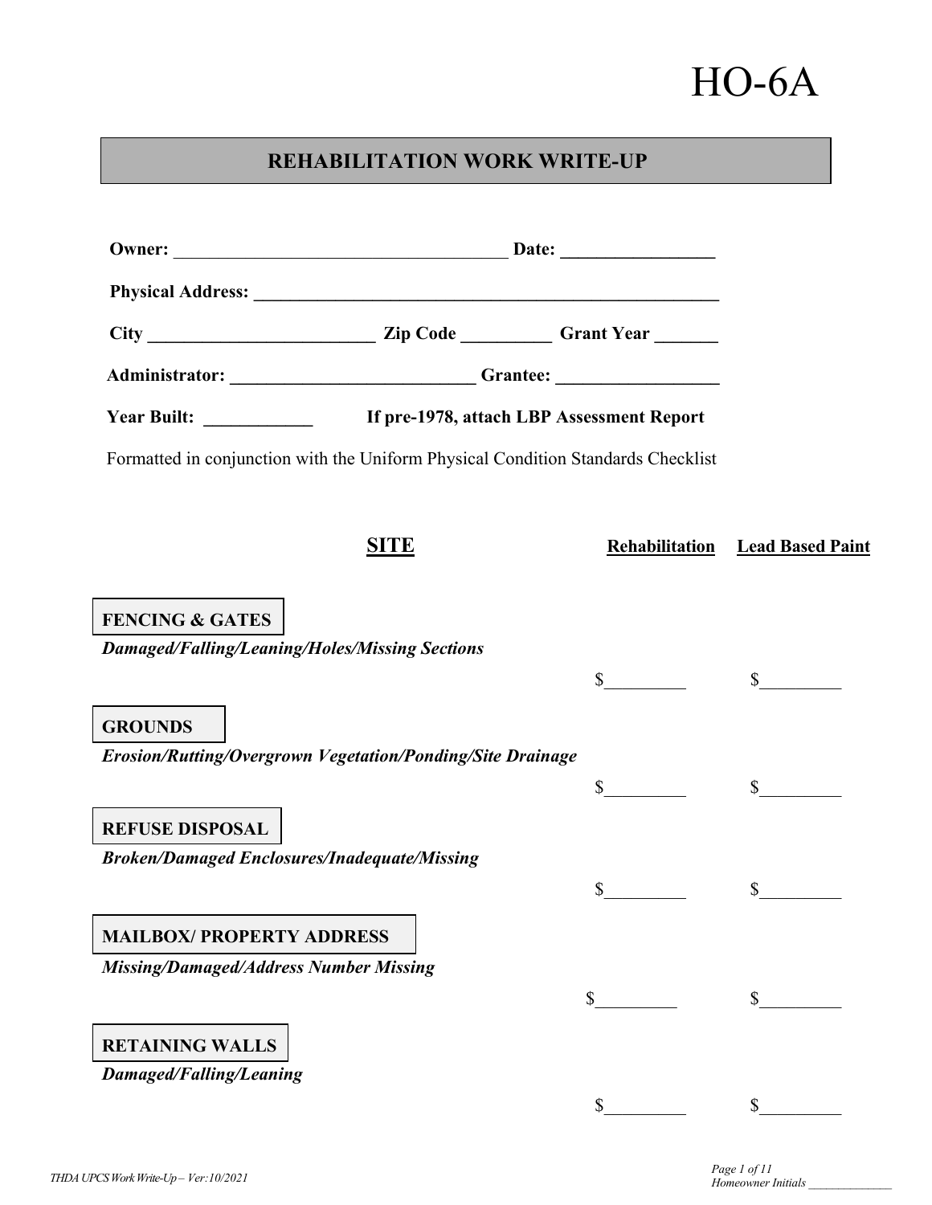HO-6A

# REHABILITATION WORK WRITE-UP

**Owner:** ____________________________________ **Date:** _________________

**Physical Address:** ____________________________________________________

**City** ________________________ **Zip Code** __________ **Grant Year** _______

**Administrator:** ___________________________ **Grantee:** __________________

**Year Built:** ____________ **If pre-1978, attach LBP Assessment Report**

Formatted in conjunction with the Uniform Physical Condition Standards Checklist

## SITE

| | Rehabilitation | Lead Based Paint |
|---|---|---|
| **FENCING & GATES**<br>*Damaged/Falling/Leaning/Holes/Missing Sections* | $_________ | $_________ |
| **GROUNDS**<br>*Erosion/Rutting/Overgrown Vegetation/Ponding/Site Drainage* | $_________ | $_________ |
| **REFUSE DISPOSAL**<br>*Broken/Damaged Enclosures/Inadequate/Missing* | $_________ | $_________ |
| **MAILBOX/ PROPERTY ADDRESS**<br>*Missing/Damaged/Address Number Missing* | $_________ | $_________ |
| **RETAINING WALLS**<br>*Damaged/Falling/Leaning* | $_________ | $_________ |

Homeowner Initials ______________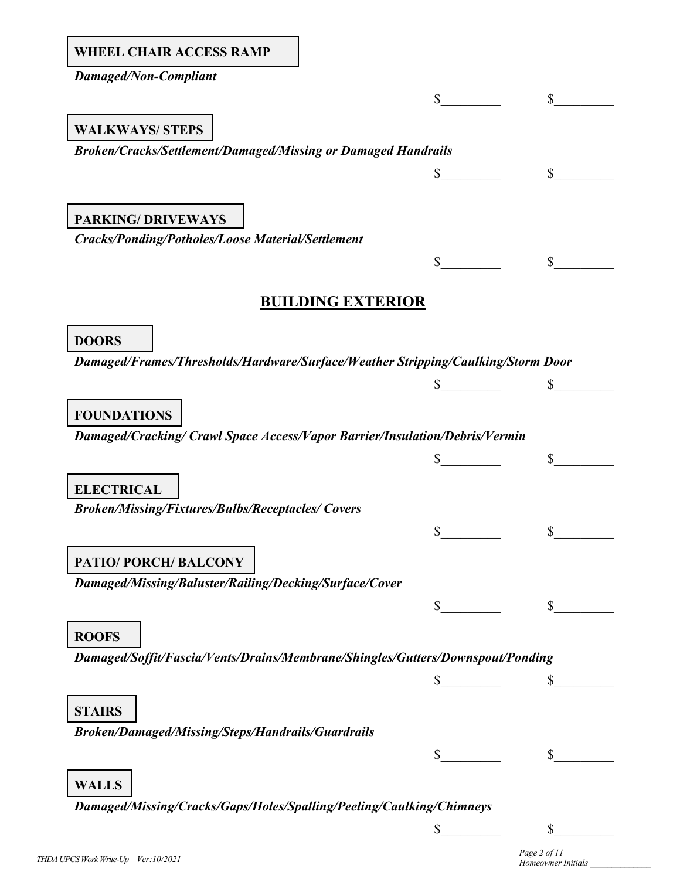**WHEEL CHAIR ACCESS RAMP**

***Damaged/Non-Compliant***

$\_\_\_\_\_\_\_\_\_ $\_\_\_\_\_\_\_\_\_

**WALKWAYS/ STEPS**

***Broken/Cracks/Settlement/Damaged/Missing or Damaged Handrails***

$\_\_\_\_\_\_\_\_\_ $\_\_\_\_\_\_\_\_\_

**PARKING/ DRIVEWAYS**

***Cracks/Ponding/Potholes/Loose Material/Settlement***

$\_\_\_\_\_\_\_\_\_ $\_\_\_\_\_\_\_\_\_

## BUILDING EXTERIOR

**DOORS**

***Damaged/Frames/Thresholds/Hardware/Surface/Weather Stripping/Caulking/Storm Door***

$\_\_\_\_\_\_\_\_\_ $\_\_\_\_\_\_\_\_\_

**FOUNDATIONS**

***Damaged/Cracking/ Crawl Space Access/Vapor Barrier/Insulation/Debris/Vermin***

$\_\_\_\_\_\_\_\_\_ $\_\_\_\_\_\_\_\_\_

**ELECTRICAL**

***Broken/Missing/Fixtures/Bulbs/Receptacles/ Covers***

$\_\_\_\_\_\_\_\_\_ $\_\_\_\_\_\_\_\_\_

**PATIO/ PORCH/ BALCONY**

***Damaged/Missing/Baluster/Railing/Decking/Surface/Cover***

$\_\_\_\_\_\_\_\_\_ $\_\_\_\_\_\_\_\_\_

**ROOFS**

***Damaged/Soffit/Fascia/Vents/Drains/Membrane/Shingles/Gutters/Downspout/Ponding***

$\_\_\_\_\_\_\_\_\_ $\_\_\_\_\_\_\_\_\_

**STAIRS**

***Broken/Damaged/Missing/Steps/Handrails/Guardrails***

$\_\_\_\_\_\_\_\_\_ $\_\_\_\_\_\_\_\_\_

**WALLS**

***Damaged/Missing/Cracks/Gaps/Holes/Spalling/Peeling/Caulking/Chimneys***

$\_\_\_\_\_\_\_\_\_ $\_\_\_\_\_\_\_\_\_

*Homeowner Initials \_\_\_\_\_\_\_\_\_\_\_\_\_\_*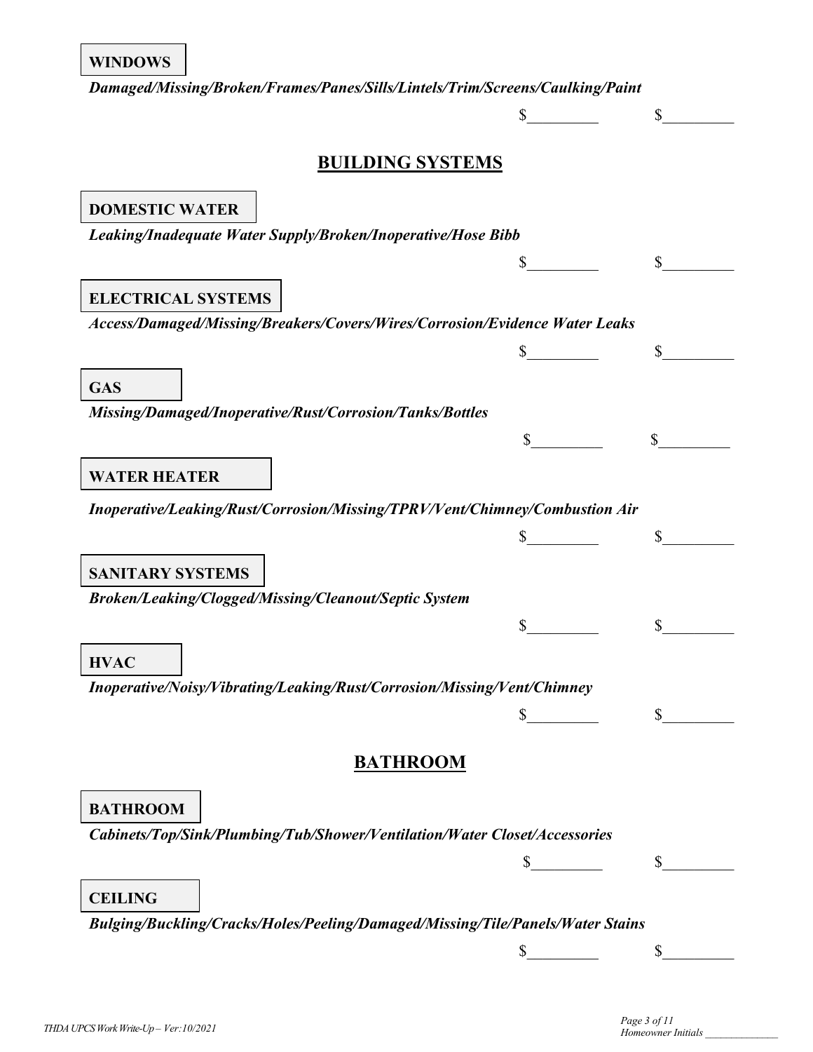**WINDOWS**

***Damaged/Missing/Broken/Frames/Panes/Sills/Lintels/Trim/Screens/Caulking/Paint***

$_________ $_________

## BUILDING SYSTEMS

**DOMESTIC WATER**

***Leaking/Inadequate Water Supply/Broken/Inoperative/Hose Bibb***

$_________ $_________

**ELECTRICAL SYSTEMS**

***Access/Damaged/Missing/Breakers/Covers/Wires/Corrosion/Evidence Water Leaks***

$_________ $_________

**GAS**

***Missing/Damaged/Inoperative/Rust/Corrosion/Tanks/Bottles***

$_________ $_________

**WATER HEATER**

***Inoperative/Leaking/Rust/Corrosion/Missing/TPRV/Vent/Chimney/Combustion Air***

$_________ $_________

**SANITARY SYSTEMS**

***Broken/Leaking/Clogged/Missing/Cleanout/Septic System***

$_________ $_________

**HVAC**

***Inoperative/Noisy/Vibrating/Leaking/Rust/Corrosion/Missing/Vent/Chimney***

$_________ $_________

## BATHROOM

**BATHROOM**

***Cabinets/Top/Sink/Plumbing/Tub/Shower/Ventilation/Water Closet/Accessories***

$_________ $_________

**CEILING**

***Bulging/Buckling/Cracks/Holes/Peeling/Damaged/Missing/Tile/Panels/Water Stains***

$_________ $_________

*THDA UPCS Work Write-Up – Ver:10/2021*

*Homeowner Initials _____________*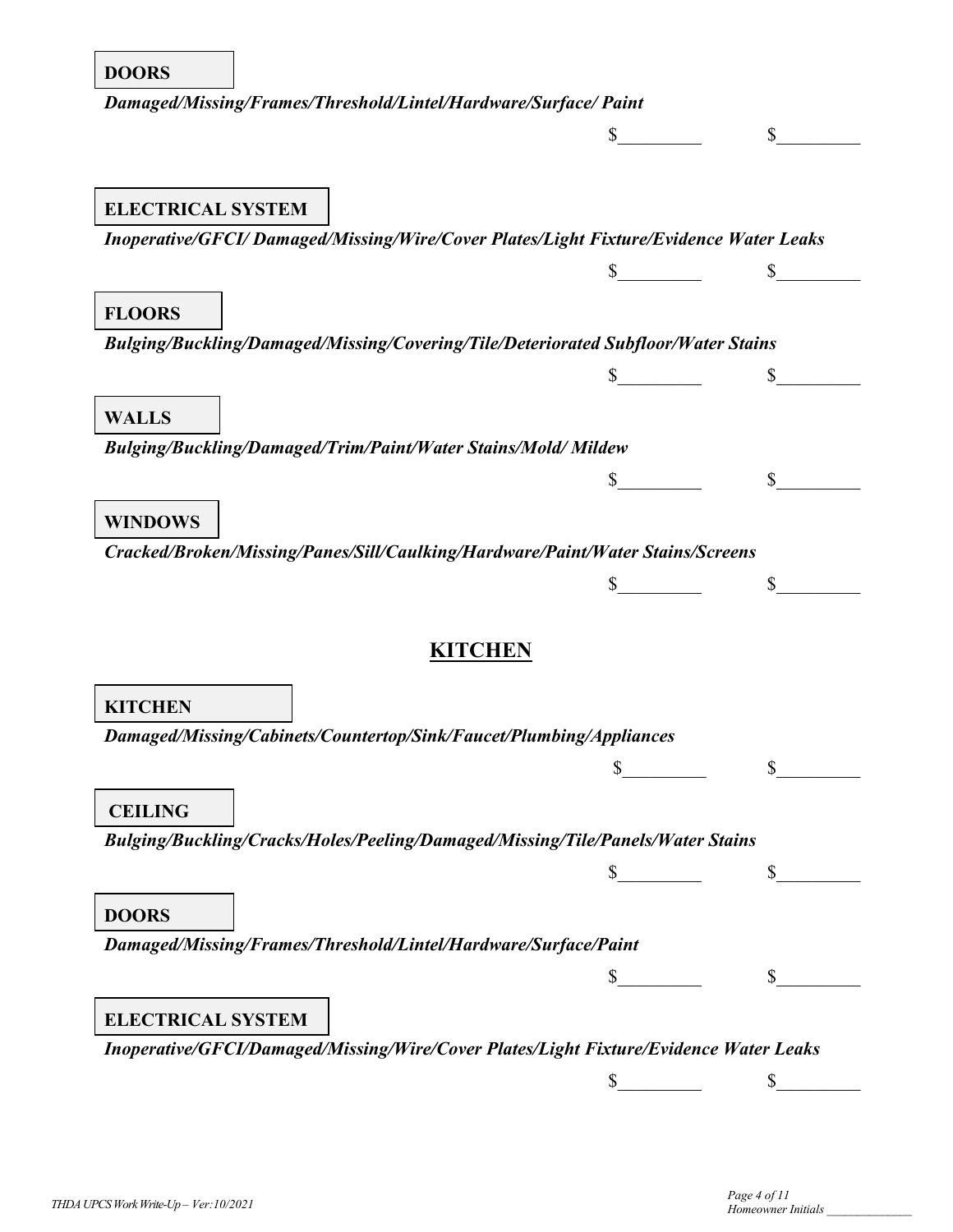**DOORS**

*Damaged/Missing/Frames/Threshold/Lintel/Hardware/Surface/ Paint*

$\_\_\_\_\_\_\_\_\_ $\_\_\_\_\_\_\_\_\_

**ELECTRICAL SYSTEM**

*Inoperative/GFCI/ Damaged/Missing/Wire/Cover Plates/Light Fixture/Evidence Water Leaks*

$\_\_\_\_\_\_\_\_\_ $\_\_\_\_\_\_\_\_\_

**FLOORS**

*Bulging/Buckling/Damaged/Missing/Covering/Tile/Deteriorated Subfloor/Water Stains*

$\_\_\_\_\_\_\_\_\_ $\_\_\_\_\_\_\_\_\_

**WALLS**

*Bulging/Buckling/Damaged/Trim/Paint/Water Stains/Mold/ Mildew*

$\_\_\_\_\_\_\_\_\_ $\_\_\_\_\_\_\_\_\_

**WINDOWS**

*Cracked/Broken/Missing/Panes/Sill/Caulking/Hardware/Paint/Water Stains/Screens*

$\_\_\_\_\_\_\_\_\_ $\_\_\_\_\_\_\_\_\_

## KITCHEN

**KITCHEN**

*Damaged/Missing/Cabinets/Countertop/Sink/Faucet/Plumbing/Appliances*

$\_\_\_\_\_\_\_\_\_ $\_\_\_\_\_\_\_\_\_

**CEILING**

*Bulging/Buckling/Cracks/Holes/Peeling/Damaged/Missing/Tile/Panels/Water Stains*

$\_\_\_\_\_\_\_\_\_ $\_\_\_\_\_\_\_\_\_

**DOORS**

*Damaged/Missing/Frames/Threshold/Lintel/Hardware/Surface/Paint*

$\_\_\_\_\_\_\_\_\_ $\_\_\_\_\_\_\_\_\_

**ELECTRICAL SYSTEM**

*Inoperative/GFCI/Damaged/Missing/Wire/Cover Plates/Light Fixture/Evidence Water Leaks*

$\_\_\_\_\_\_\_\_\_ $\_\_\_\_\_\_\_\_\_

Homeowner Initials \_\_\_\_\_\_\_\_\_\_\_\_\_\_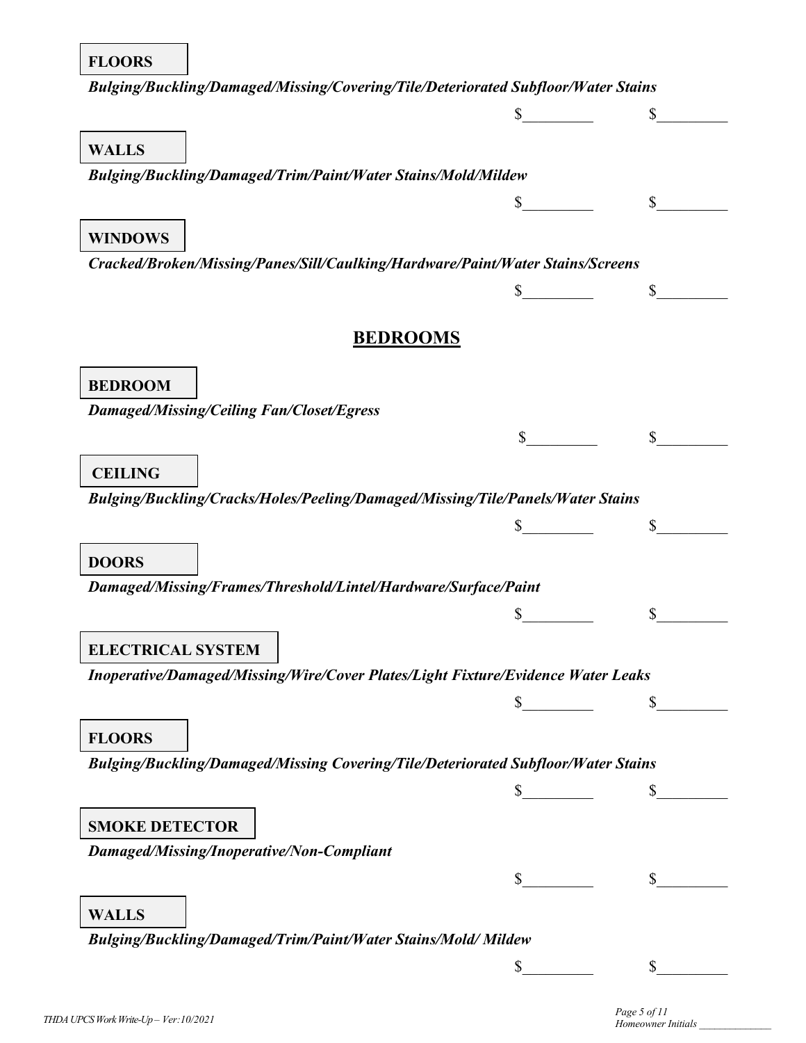**FLOORS**

*Bulging/Buckling/Damaged/Missing/Covering/Tile/Deteriorated Subfloor/Water Stains*

$_________ $_________

**WALLS**

*Bulging/Buckling/Damaged/Trim/Paint/Water Stains/Mold/Mildew*

$_________ $_________

**WINDOWS**

*Cracked/Broken/Missing/Panes/Sill/Caulking/Hardware/Paint/Water Stains/Screens*

$_________ $_________

## BEDROOMS

**BEDROOM**

*Damaged/Missing/Ceiling Fan/Closet/Egress*

$_________ $_________

**CEILING**

*Bulging/Buckling/Cracks/Holes/Peeling/Damaged/Missing/Tile/Panels/Water Stains*

$_________ $_________

**DOORS**

*Damaged/Missing/Frames/Threshold/Lintel/Hardware/Surface/Paint*

$_________ $_________

**ELECTRICAL SYSTEM**

*Inoperative/Damaged/Missing/Wire/Cover Plates/Light Fixture/Evidence Water Leaks*

$_________ $_________

**FLOORS**

*Bulging/Buckling/Damaged/Missing Covering/Tile/Deteriorated Subfloor/Water Stains*

$_________ $_________

**SMOKE DETECTOR**

*Damaged/Missing/Inoperative/Non-Compliant*

$_________ $_________

**WALLS**

*Bulging/Buckling/Damaged/Trim/Paint/Water Stains/Mold/ Mildew*

$_________ $_________

Homeowner Initials _____________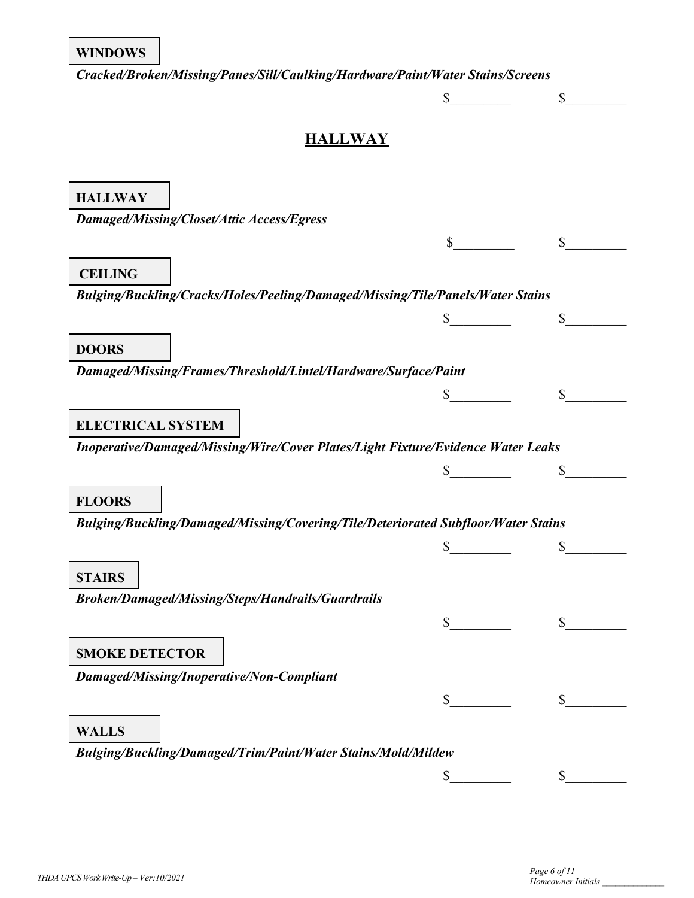**WINDOWS**

***Cracked/Broken/Missing/Panes/Sill/Caulking/Hardware/Paint/Water Stains/Screens***

$_________ $_________

## HALLWAY

**HALLWAY**

***Damaged/Missing/Closet/Attic Access/Egress***

$_________ $_________

**CEILING**

***Bulging/Buckling/Cracks/Holes/Peeling/Damaged/Missing/Tile/Panels/Water Stains***

$_________ $_________

**DOORS**

***Damaged/Missing/Frames/Threshold/Lintel/Hardware/Surface/Paint***

$_________ $_________

**ELECTRICAL SYSTEM**

***Inoperative/Damaged/Missing/Wire/Cover Plates/Light Fixture/Evidence Water Leaks***

$_________ $_________

**FLOORS**

***Bulging/Buckling/Damaged/Missing/Covering/Tile/Deteriorated Subfloor/Water Stains***

$_________ $_________

**STAIRS**

***Broken/Damaged/Missing/Steps/Handrails/Guardrails***

$_________ $_________

**SMOKE DETECTOR**

***Damaged/Missing/Inoperative/Non-Compliant***

$_________ $_________

**WALLS**

***Bulging/Buckling/Damaged/Trim/Paint/Water Stains/Mold/Mildew***

$_________ $_________

*Homeowner Initials* _____________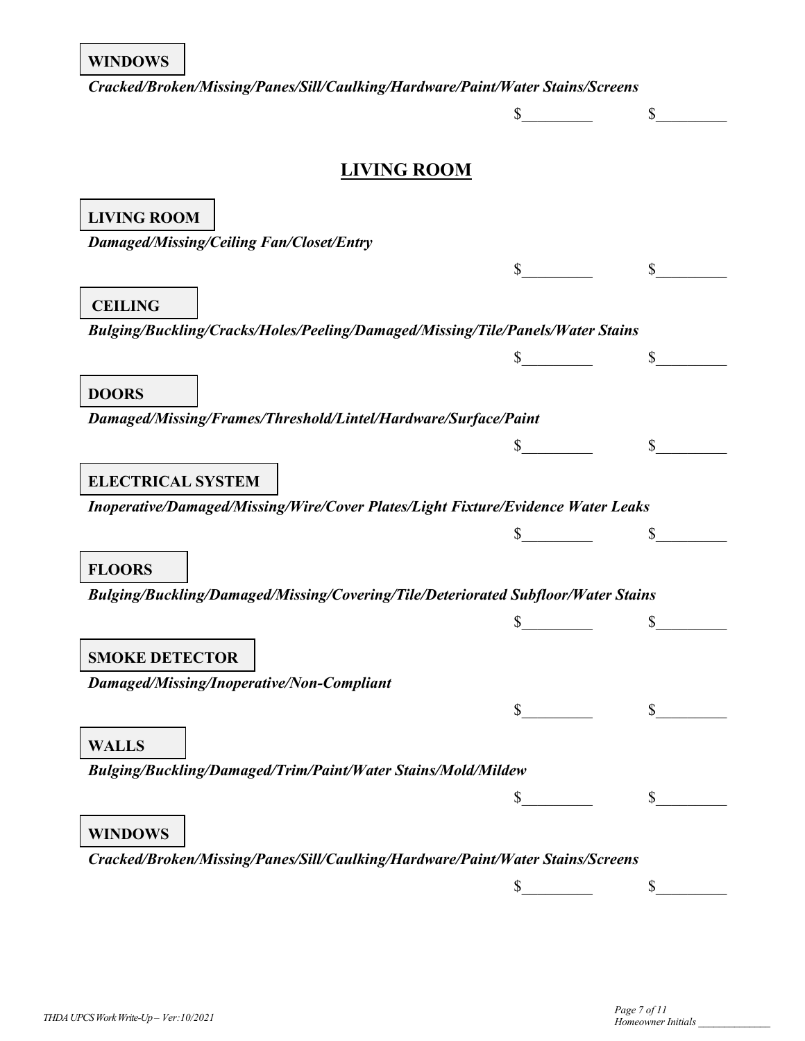**WINDOWS**

***Cracked/Broken/Missing/Panes/Sill/Caulking/Hardware/Paint/Water Stains/Screens***

$_________ $_________

## LIVING ROOM

**LIVING ROOM**

***Damaged/Missing/Ceiling Fan/Closet/Entry***

$_________ $_________

**CEILING**

***Bulging/Buckling/Cracks/Holes/Peeling/Damaged/Missing/Tile/Panels/Water Stains***

$_________ $_________

**DOORS**

***Damaged/Missing/Frames/Threshold/Lintel/Hardware/Surface/Paint***

$_________ $_________

**ELECTRICAL SYSTEM**

***Inoperative/Damaged/Missing/Wire/Cover Plates/Light Fixture/Evidence Water Leaks***

$_________ $_________

**FLOORS**

***Bulging/Buckling/Damaged/Missing/Covering/Tile/Deteriorated Subfloor/Water Stains***

$_________ $_________

**SMOKE DETECTOR**

***Damaged/Missing/Inoperative/Non-Compliant***

$_________ $_________

**WALLS**

***Bulging/Buckling/Damaged/Trim/Paint/Water Stains/Mold/Mildew***

$_________ $_________

**WINDOWS**

***Cracked/Broken/Missing/Panes/Sill/Caulking/Hardware/Paint/Water Stains/Screens***

$_________ $_________

Homeowner Initials _______________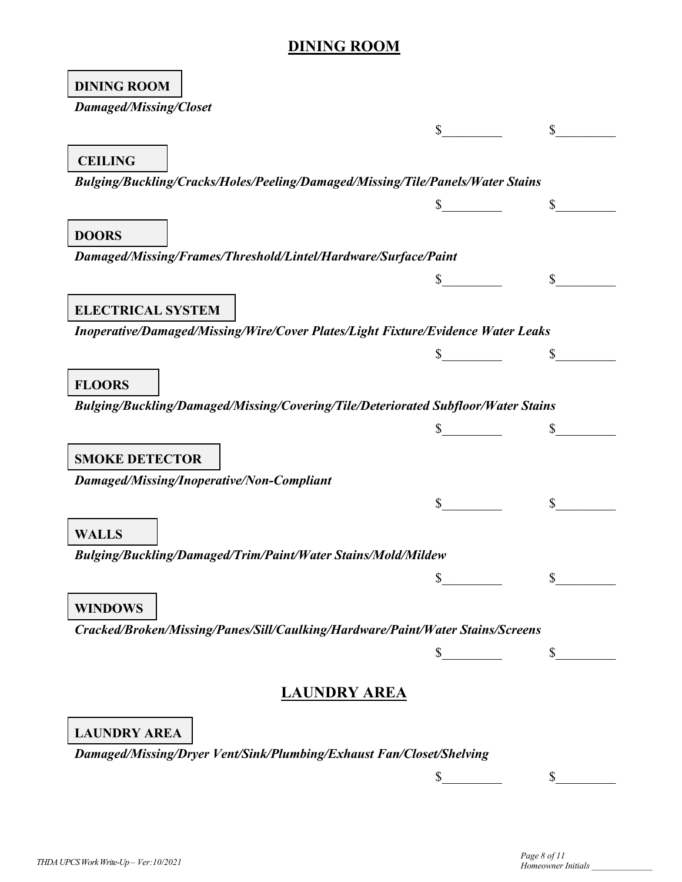## DINING ROOM

**DINING ROOM**

***Damaged/Missing/Closet***

$_________ $_________

**CEILING**

***Bulging/Buckling/Cracks/Holes/Peeling/Damaged/Missing/Tile/Panels/Water Stains***

$_________ $_________

**DOORS**

***Damaged/Missing/Frames/Threshold/Lintel/Hardware/Surface/Paint***

$_________ $_________

**ELECTRICAL SYSTEM**

***Inoperative/Damaged/Missing/Wire/Cover Plates/Light Fixture/Evidence Water Leaks***

$_________ $_________

**FLOORS**

***Bulging/Buckling/Damaged/Missing/Covering/Tile/Deteriorated Subfloor/Water Stains***

$_________ $_________

**SMOKE DETECTOR**

***Damaged/Missing/Inoperative/Non-Compliant***

$_________ $_________

**WALLS**

***Bulging/Buckling/Damaged/Trim/Paint/Water Stains/Mold/Mildew***

$_________ $_________

**WINDOWS**

***Cracked/Broken/Missing/Panes/Sill/Caulking/Hardware/Paint/Water Stains/Screens***

$_________ $_________

## LAUNDRY AREA

**LAUNDRY AREA**

***Damaged/Missing/Dryer Vent/Sink/Plumbing/Exhaust Fan/Closet/Shelving***

$_________ $_________

*Homeowner Initials ______________*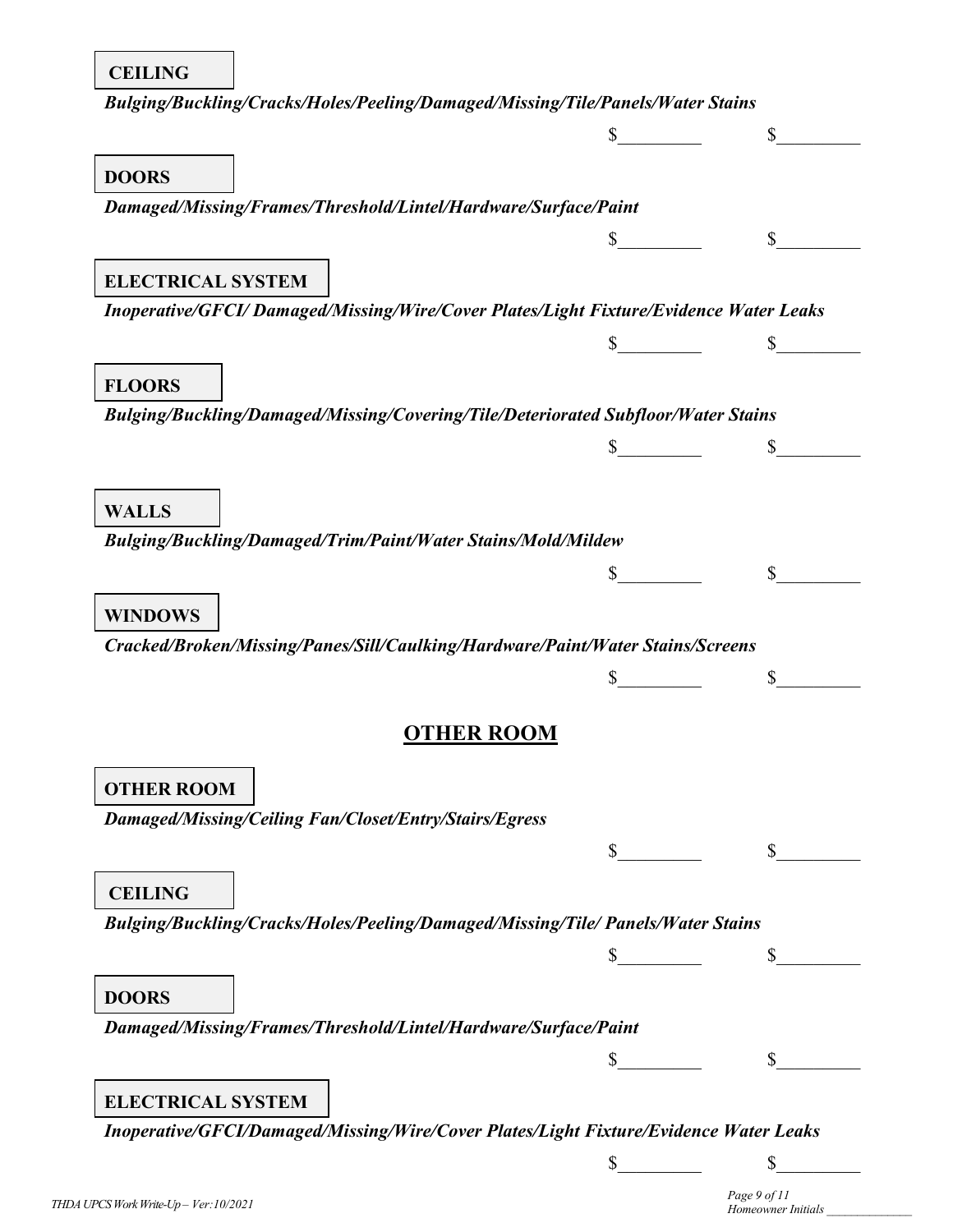**CEILING**

***Bulging/Buckling/Cracks/Holes/Peeling/Damaged/Missing/Tile/Panels/Water Stains***

$\_\_\_\_\_\_\_\_\_ $\_\_\_\_\_\_\_\_\_

**DOORS**

***Damaged/Missing/Frames/Threshold/Lintel/Hardware/Surface/Paint***

$\_\_\_\_\_\_\_\_\_ $\_\_\_\_\_\_\_\_\_

**ELECTRICAL SYSTEM**

***Inoperative/GFCI/ Damaged/Missing/Wire/Cover Plates/Light Fixture/Evidence Water Leaks***

$\_\_\_\_\_\_\_\_\_ $\_\_\_\_\_\_\_\_\_

**FLOORS**

***Bulging/Buckling/Damaged/Missing/Covering/Tile/Deteriorated Subfloor/Water Stains***

$\_\_\_\_\_\_\_\_\_ $\_\_\_\_\_\_\_\_\_

**WALLS**

***Bulging/Buckling/Damaged/Trim/Paint/Water Stains/Mold/Mildew***

$\_\_\_\_\_\_\_\_\_ $\_\_\_\_\_\_\_\_\_

**WINDOWS**

***Cracked/Broken/Missing/Panes/Sill/Caulking/Hardware/Paint/Water Stains/Screens***

$\_\_\_\_\_\_\_\_\_ $\_\_\_\_\_\_\_\_\_

## OTHER ROOM

**OTHER ROOM**

***Damaged/Missing/Ceiling Fan/Closet/Entry/Stairs/Egress***

$\_\_\_\_\_\_\_\_\_ $\_\_\_\_\_\_\_\_\_

**CEILING**

***Bulging/Buckling/Cracks/Holes/Peeling/Damaged/Missing/Tile/ Panels/Water Stains***

$\_\_\_\_\_\_\_\_\_ $\_\_\_\_\_\_\_\_\_

**DOORS**

***Damaged/Missing/Frames/Threshold/Lintel/Hardware/Surface/Paint***

$\_\_\_\_\_\_\_\_\_ $\_\_\_\_\_\_\_\_\_

**ELECTRICAL SYSTEM**

***Inoperative/GFCI/Damaged/Missing/Wire/Cover Plates/Light Fixture/Evidence Water Leaks***

$\_\_\_\_\_\_\_\_\_ $\_\_\_\_\_\_\_\_\_

*Homeowner Initials \_\_\_\_\_\_\_\_\_\_\_\_\_\_*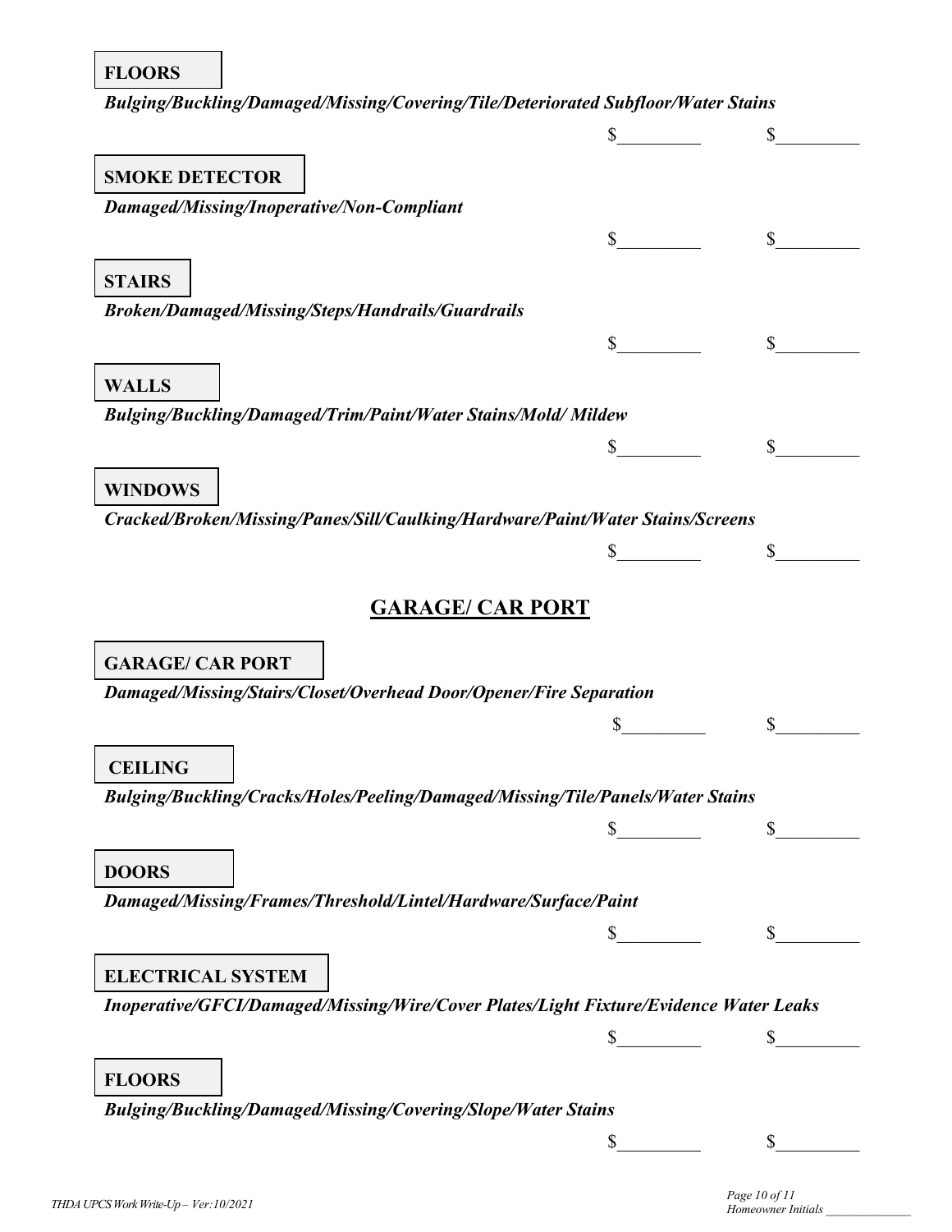**FLOORS**

***Bulging/Buckling/Damaged/Missing/Covering/Tile/Deteriorated Subfloor/Water Stains***

$_________ $_________

**SMOKE DETECTOR**

***Damaged/Missing/Inoperative/Non-Compliant***

$_________ $_________

**STAIRS**

***Broken/Damaged/Missing/Steps/Handrails/Guardrails***

$_________ $_________

**WALLS**

***Bulging/Buckling/Damaged/Trim/Paint/Water Stains/Mold/ Mildew***

$_________ $_________

**WINDOWS**

***Cracked/Broken/Missing/Panes/Sill/Caulking/Hardware/Paint/Water Stains/Screens***

$_________ $_________

## GARAGE/ CAR PORT

**GARAGE/ CAR PORT**

***Damaged/Missing/Stairs/Closet/Overhead Door/Opener/Fire Separation***

$_________ $_________

**CEILING**

***Bulging/Buckling/Cracks/Holes/Peeling/Damaged/Missing/Tile/Panels/Water Stains***

$_________ $_________

**DOORS**

***Damaged/Missing/Frames/Threshold/Lintel/Hardware/Surface/Paint***

$_________ $_________

**ELECTRICAL SYSTEM**

***Inoperative/GFCI/Damaged/Missing/Wire/Cover Plates/Light Fixture/Evidence Water Leaks***

$_________ $_________

**FLOORS**

***Bulging/Buckling/Damaged/Missing/Covering/Slope/Water Stains***

$_________ $_________

Homeowner Initials _____________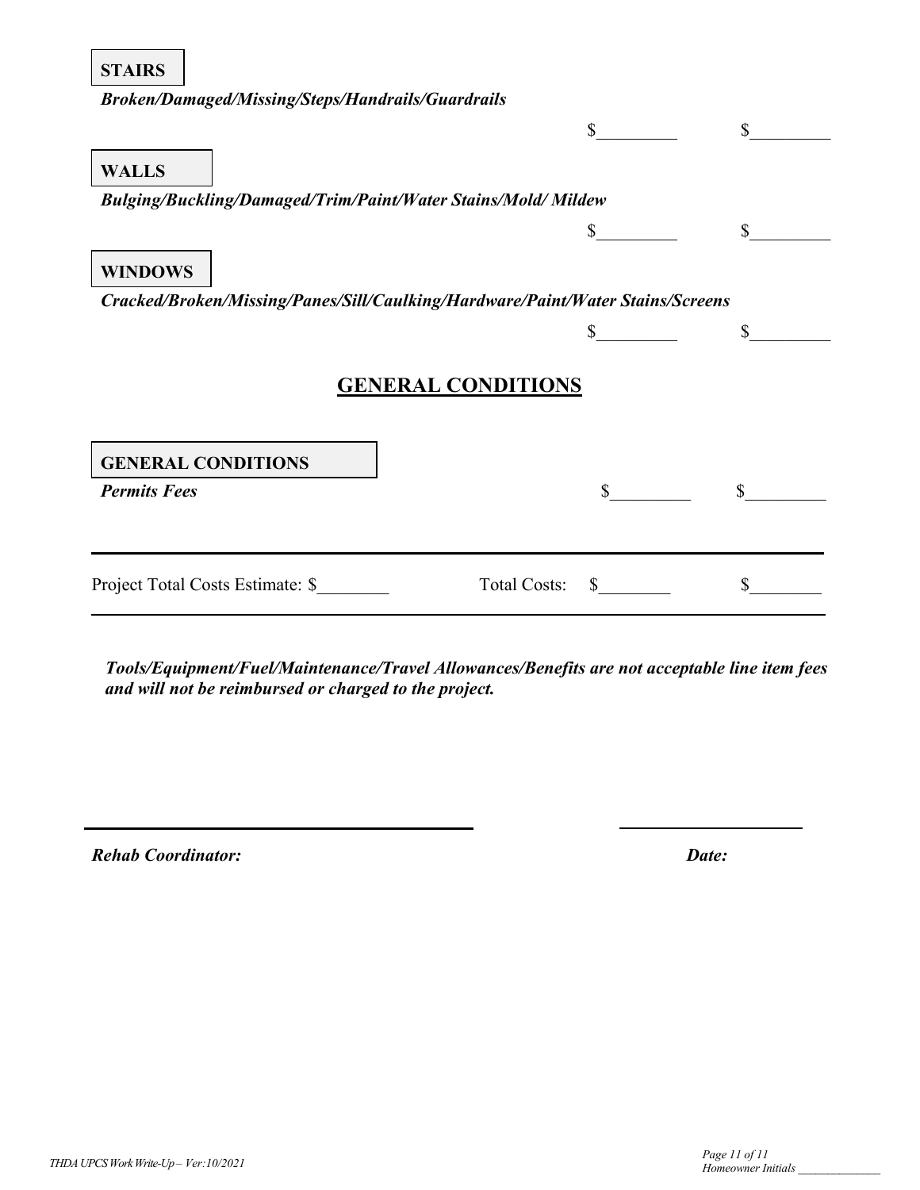**STAIRS**

***Broken/Damaged/Missing/Steps/Handrails/Guardrails***

$\_\_\_\_\_\_\_\_\_ $\_\_\_\_\_\_\_\_\_

**WALLS**

***Bulging/Buckling/Damaged/Trim/Paint/Water Stains/Mold/ Mildew***

$\_\_\_\_\_\_\_\_\_ $\_\_\_\_\_\_\_\_\_

**WINDOWS**

***Cracked/Broken/Missing/Panes/Sill/Caulking/Hardware/Paint/Water Stains/Screens***

$\_\_\_\_\_\_\_\_\_ $\_\_\_\_\_\_\_\_\_

## GENERAL CONDITIONS

**GENERAL CONDITIONS**

***Permits Fees*** $\_\_\_\_\_\_\_\_\_ $\_\_\_\_\_\_\_\_\_

---

Project Total Costs Estimate: $\_\_\_\_\_\_\_\_ Total Costs: $\_\_\_\_\_\_\_\_ $\_\_\_\_\_\_\_\_

---

***Tools/Equipment/Fuel/Maintenance/Travel Allowances/Benefits are not acceptable line item fees and will not be reimbursed or charged to the project.***

\_\_\_\_\_\_\_\_\_\_\_\_\_\_\_\_\_\_\_\_\_\_\_\_\_\_\_\_\_\_\_\_\_\_\_\_\_\_\_\_ \_\_\_\_\_\_\_\_\_\_\_\_\_\_\_\_\_\_\_\_

***Rehab Coordinator:*** ***Date:***

*THDA UPCS Work Write-Up – Ver:10/2021*

*Homeowner Initials \_\_\_\_\_\_\_\_\_\_\_\_\_\_*